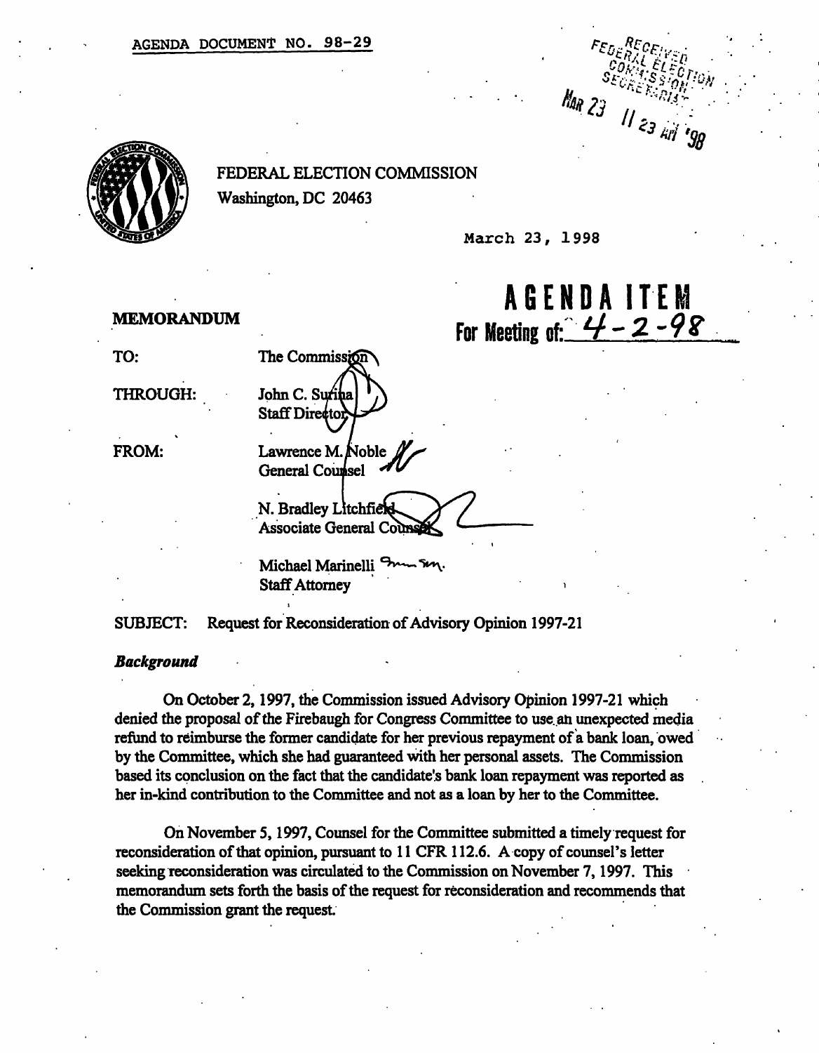AGENDA DOCUMENT NO. 98-29

FEDERAL ELECTION COMMISSION SECRETARIAT

MAR 23 11 23 AM '98

FEDERAL ELECTION COMMISSION
Washington, DC 20463

March 23, 1998

**AGENDA ITEM**
**For Meeting of: 4-2-98**

**MEMORANDUM**

TO: The Commission

THROUGH: John C. Surina
Staff Director

FROM: Lawrence M. Noble
General Counsel

N. Bradley Litchfield
Associate General Counsel

Michael Marinelli
Staff Attorney

SUBJECT: Request for Reconsideration of Advisory Opinion 1997-21

***Background***

On October 2, 1997, the Commission issued Advisory Opinion 1997-21 which denied the proposal of the Firebaugh for Congress Committee to use an unexpected media refund to reimburse the former candidate for her previous repayment of a bank loan, owed by the Committee, which she had guaranteed with her personal assets. The Commission based its conclusion on the fact that the candidate's bank loan repayment was reported as her in-kind contribution to the Committee and not as a loan by her to the Committee.

On November 5, 1997, Counsel for the Committee submitted a timely request for reconsideration of that opinion, pursuant to 11 CFR 112.6. A copy of counsel's letter seeking reconsideration was circulated to the Commission on November 7, 1997. This memorandum sets forth the basis of the request for reconsideration and recommends that the Commission grant the request.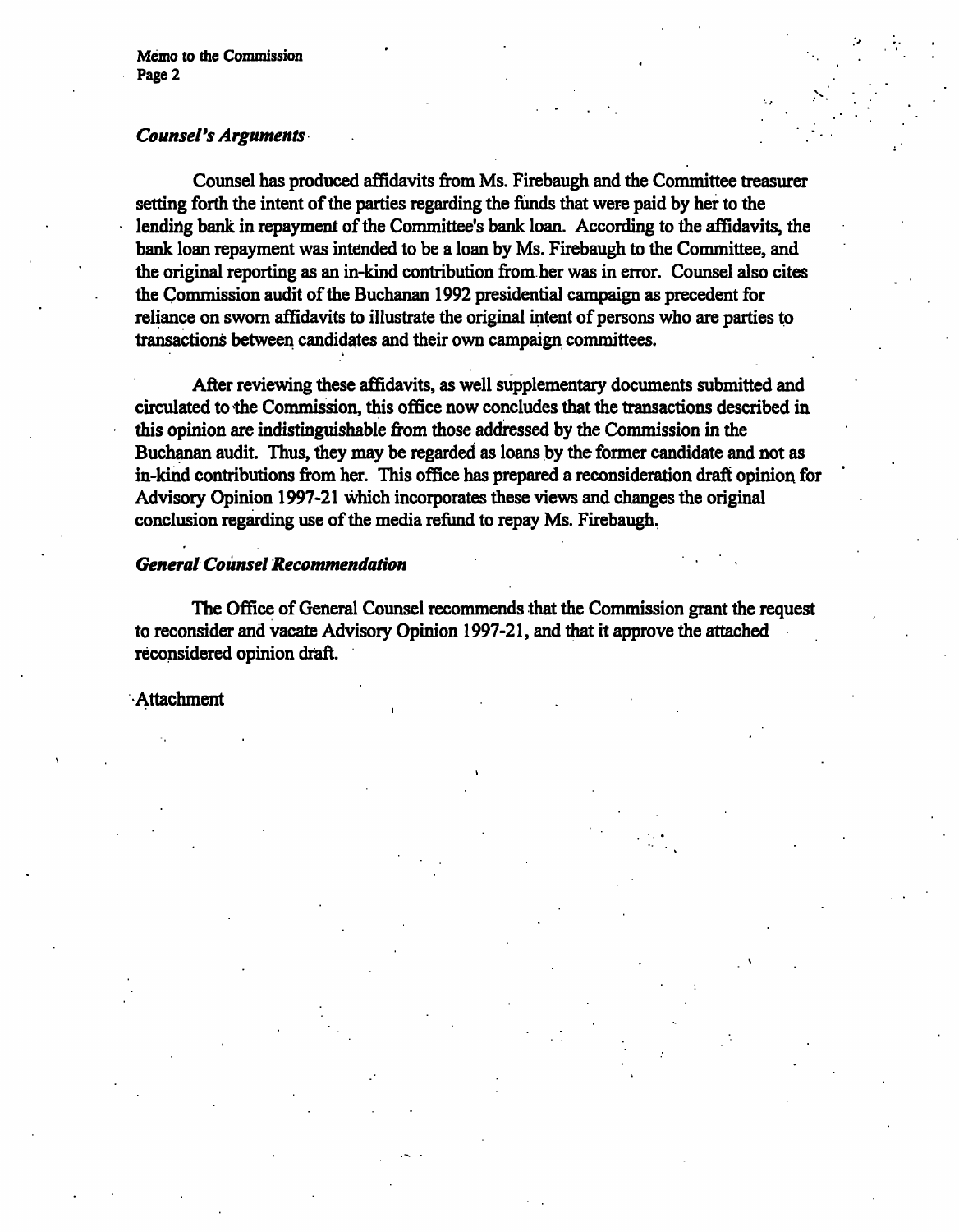*Counsel's Arguments*

Counsel has produced affidavits from Ms. Firebaugh and the Committee treasurer setting forth the intent of the parties regarding the funds that were paid by her to the lending bank in repayment of the Committee's bank loan. According to the affidavits, the bank loan repayment was intended to be a loan by Ms. Firebaugh to the Committee, and the original reporting as an in-kind contribution from her was in error. Counsel also cites the Commission audit of the Buchanan 1992 presidential campaign as precedent for reliance on sworn affidavits to illustrate the original intent of persons who are parties to transactions between candidates and their own campaign committees.

After reviewing these affidavits, as well supplementary documents submitted and circulated to the Commission, this office now concludes that the transactions described in this opinion are indistinguishable from those addressed by the Commission in the Buchanan audit. Thus, they may be regarded as loans by the former candidate and not as in-kind contributions from her. This office has prepared a reconsideration draft opinion for Advisory Opinion 1997-21 which incorporates these views and changes the original conclusion regarding use of the media refund to repay Ms. Firebaugh.

*General Counsel Recommendation*

The Office of General Counsel recommends that the Commission grant the request to reconsider and vacate Advisory Opinion 1997-21, and that it approve the attached reconsidered opinion draft.

Attachment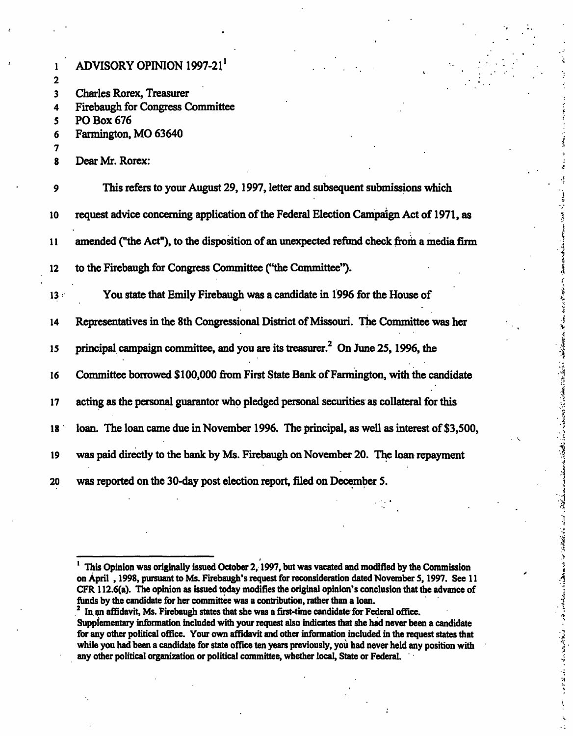ADVISORY OPINION 1997-21[1]

Charles Rorex, Treasurer
Firebaugh for Congress Committee
PO Box 676
Farmington, MO 63640

Dear Mr. Rorex:

This refers to your August 29, 1997, letter and subsequent submissions which request advice concerning application of the Federal Election Campaign Act of 1971, as amended ("the Act"), to the disposition of an unexpected refund check from a media firm to the Firebaugh for Congress Committee ("the Committee").

You state that Emily Firebaugh was a candidate in 1996 for the House of Representatives in the 8th Congressional District of Missouri. The Committee was her principal campaign committee, and you are its treasurer.[2] On June 25, 1996, the Committee borrowed $100,000 from First State Bank of Farmington, with the candidate acting as the personal guarantor who pledged personal securities as collateral for this loan. The loan came due in November 1996. The principal, as well as interest of $3,500, was paid directly to the bank by Ms. Firebaugh on November 20. The loan repayment was reported on the 30-day post election report, filed on December 5.

---

[1] This Opinion was originally issued October 2, 1997, but was vacated and modified by the Commission on April , 1998, pursuant to Ms. Firebaugh's request for reconsideration dated November 5, 1997. See 11 CFR 112.6(a). The opinion as issued today modifies the original opinion's conclusion that the advance of funds by the candidate for her committee was a contribution, rather than a loan.

[2] In an affidavit, Ms. Firebaugh states that she was a first-time candidate for Federal office. Supplementary information included with your request also indicates that she had never been a candidate for any other political office. Your own affidavit and other information included in the request states that while you had been a candidate for state office ten years previously, you had never held any position with any other political organization or political committee, whether local, State or Federal.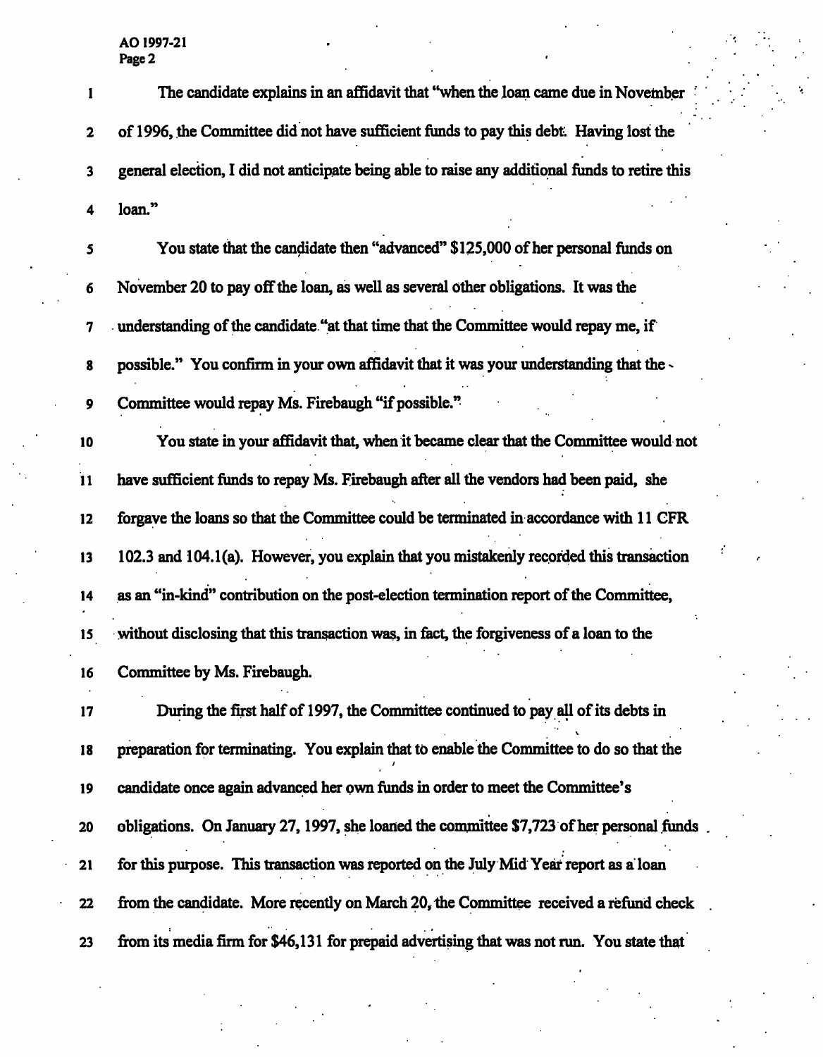The candidate explains in an affidavit that "when the loan came due in November of 1996, the Committee did not have sufficient funds to pay this debt. Having lost the general election, I did not anticipate being able to raise any additional funds to retire this loan."

You state that the candidate then "advanced" $125,000 of her personal funds on November 20 to pay off the loan, as well as several other obligations. It was the understanding of the candidate "at that time that the Committee would repay me, if possible." You confirm in your own affidavit that it was your understanding that the Committee would repay Ms. Firebaugh "if possible."

You state in your affidavit that, when it became clear that the Committee would not have sufficient funds to repay Ms. Firebaugh after all the vendors had been paid, she forgave the loans so that the Committee could be terminated in accordance with 11 CFR 102.3 and 104.1(a). However, you explain that you mistakenly recorded this transaction as an "in-kind" contribution on the post-election termination report of the Committee, without disclosing that this transaction was, in fact, the forgiveness of a loan to the Committee by Ms. Firebaugh.

During the first half of 1997, the Committee continued to pay all of its debts in preparation for terminating. You explain that to enable the Committee to do so that the candidate once again advanced her own funds in order to meet the Committee's obligations. On January 27, 1997, she loaned the committee $7,723 of her personal funds for this purpose. This transaction was reported on the July Mid Year report as a loan from the candidate. More recently on March 20, the Committee received a refund check from its media firm for $46,131 for prepaid advertising that was not run. You state that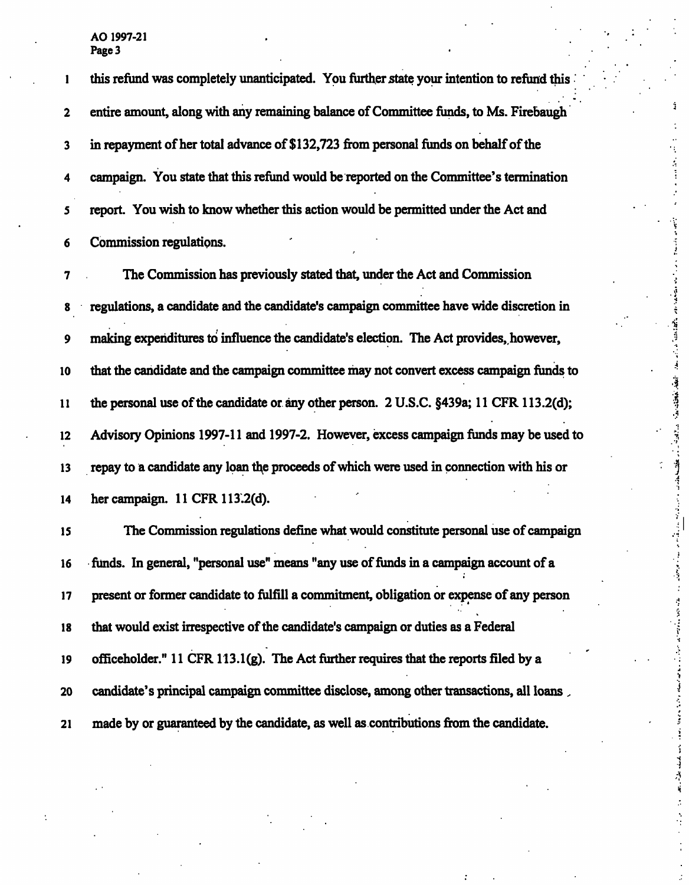this refund was completely unanticipated. You further state your intention to refund this entire amount, along with any remaining balance of Committee funds, to Ms. Firebaugh in repayment of her total advance of $132,723 from personal funds on behalf of the campaign. You state that this refund would be reported on the Committee's termination report. You wish to know whether this action would be permitted under the Act and Commission regulations.

The Commission has previously stated that, under the Act and Commission regulations, a candidate and the candidate's campaign committee have wide discretion in making expenditures to influence the candidate's election. The Act provides, however, that the candidate and the campaign committee may not convert excess campaign funds to the personal use of the candidate or any other person. 2 U.S.C. §439a; 11 CFR 113.2(d); Advisory Opinions 1997-11 and 1997-2. However, excess campaign funds may be used to repay to a candidate any loan the proceeds of which were used in connection with his or her campaign. 11 CFR 113.2(d).

The Commission regulations define what would constitute personal use of campaign funds. In general, "personal use" means "any use of funds in a campaign account of a present or former candidate to fulfill a commitment, obligation or expense of any person that would exist irrespective of the candidate's campaign or duties as a Federal officeholder." 11 CFR 113.1(g). The Act further requires that the reports filed by a candidate's principal campaign committee disclose, among other transactions, all loans made by or guaranteed by the candidate, as well as contributions from the candidate.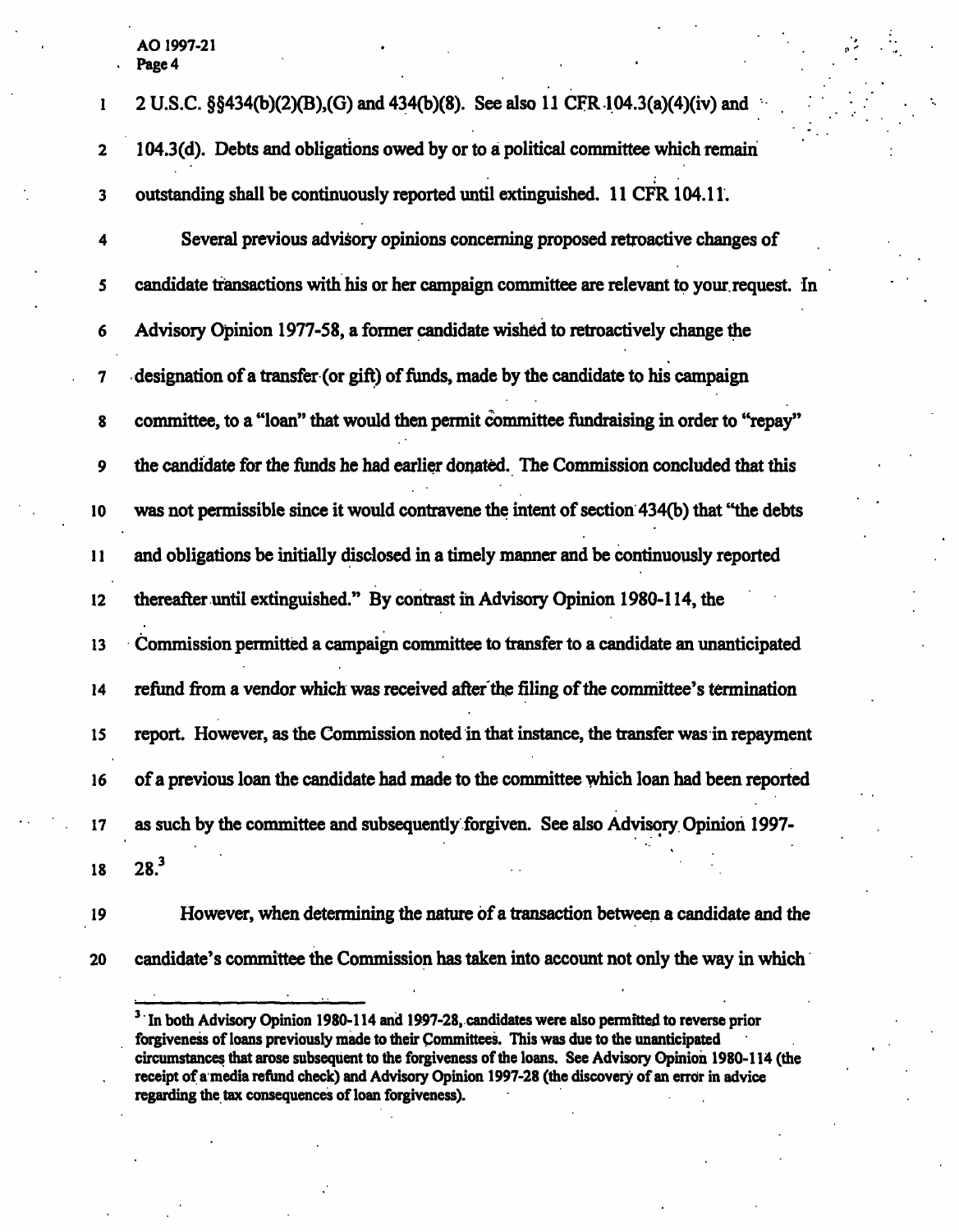2 U.S.C. §§434(b)(2)(B),(G) and 434(b)(8). See also 11 CFR 104.3(a)(4)(iv) and 104.3(d). Debts and obligations owed by or to a political committee which remain outstanding shall be continuously reported until extinguished. 11 CFR 104.11.

Several previous advisory opinions concerning proposed retroactive changes of candidate transactions with his or her campaign committee are relevant to your request. In Advisory Opinion 1977-58, a former candidate wished to retroactively change the designation of a transfer (or gift) of funds, made by the candidate to his campaign committee, to a "loan" that would then permit committee fundraising in order to "repay" the candidate for the funds he had earlier donated. The Commission concluded that this was not permissible since it would contravene the intent of section 434(b) that "the debts and obligations be initially disclosed in a timely manner and be continuously reported thereafter until extinguished." By contrast in Advisory Opinion 1980-114, the Commission permitted a campaign committee to transfer to a candidate an unanticipated refund from a vendor which was received after the filing of the committee's termination report. However, as the Commission noted in that instance, the transfer was in repayment of a previous loan the candidate had made to the committee which loan had been reported as such by the committee and subsequently forgiven. See also Advisory Opinion 1997-28.[3]

However, when determining the nature of a transaction between a candidate and the candidate's committee the Commission has taken into account not only the way in which

[3] In both Advisory Opinion 1980-114 and 1997-28, candidates were also permitted to reverse prior forgiveness of loans previously made to their Committees. This was due to the unanticipated circumstances that arose subsequent to the forgiveness of the loans. See Advisory Opinion 1980-114 (the receipt of a media refund check) and Advisory Opinion 1997-28 (the discovery of an error in advice regarding the tax consequences of loan forgiveness).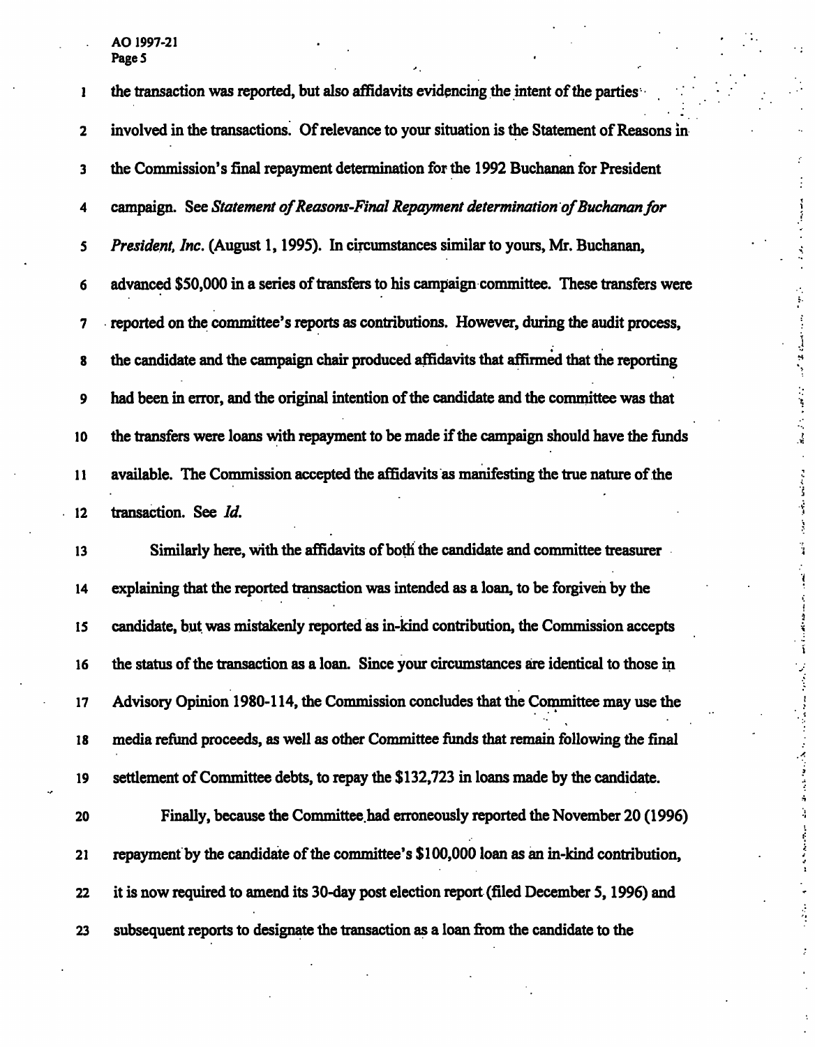the transaction was reported, but also affidavits evidencing the intent of the parties involved in the transactions. Of relevance to your situation is the Statement of Reasons in the Commission's final repayment determination for the 1992 Buchanan for President campaign. See *Statement of Reasons-Final Repayment determination of Buchanan for President, Inc.* (August 1, 1995). In circumstances similar to yours, Mr. Buchanan, advanced $50,000 in a series of transfers to his campaign committee. These transfers were reported on the committee's reports as contributions. However, during the audit process, the candidate and the campaign chair produced affidavits that affirmed that the reporting had been in error, and the original intention of the candidate and the committee was that the transfers were loans with repayment to be made if the campaign should have the funds available. The Commission accepted the affidavits as manifesting the true nature of the transaction. See *Id.*

Similarly here, with the affidavits of both the candidate and committee treasurer explaining that the reported transaction was intended as a loan, to be forgiven by the candidate, but was mistakenly reported as in-kind contribution, the Commission accepts the status of the transaction as a loan. Since your circumstances are identical to those in Advisory Opinion 1980-114, the Commission concludes that the Committee may use the media refund proceeds, as well as other Committee funds that remain following the final settlement of Committee debts, to repay the $132,723 in loans made by the candidate.

Finally, because the Committee had erroneously reported the November 20 (1996) repayment by the candidate of the committee's $100,000 loan as an in-kind contribution, it is now required to amend its 30-day post election report (filed December 5, 1996) and subsequent reports to designate the transaction as a loan from the candidate to the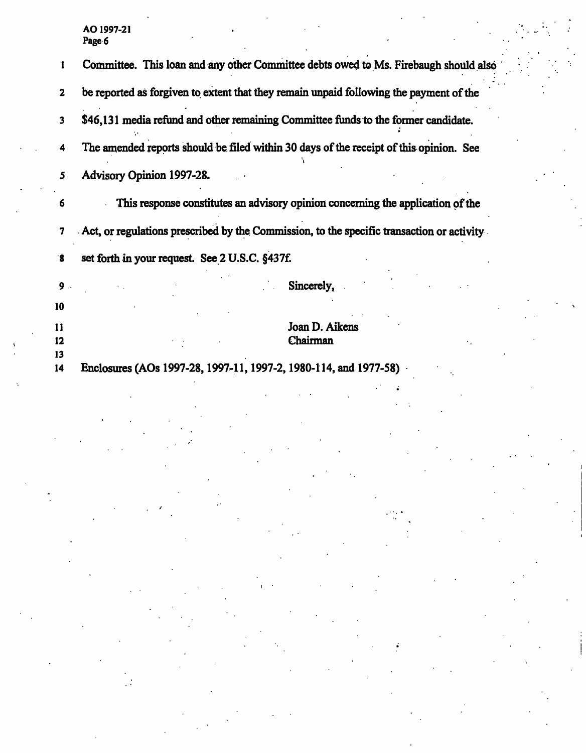Committee. This loan and any other Committee debts owed to Ms. Firebaugh should also be reported as forgiven to extent that they remain unpaid following the payment of the $46,131 media refund and other remaining Committee funds to the former candidate. The amended reports should be filed within 30 days of the receipt of this opinion. See Advisory Opinion 1997-28.

This response constitutes an advisory opinion concerning the application of the Act, or regulations prescribed by the Commission, to the specific transaction or activity set forth in your request. See 2 U.S.C. §437f.

Sincerely,

Joan D. Aikens
Chairman

Enclosures (AOs 1997-28, 1997-11, 1997-2, 1980-114, and 1977-58)